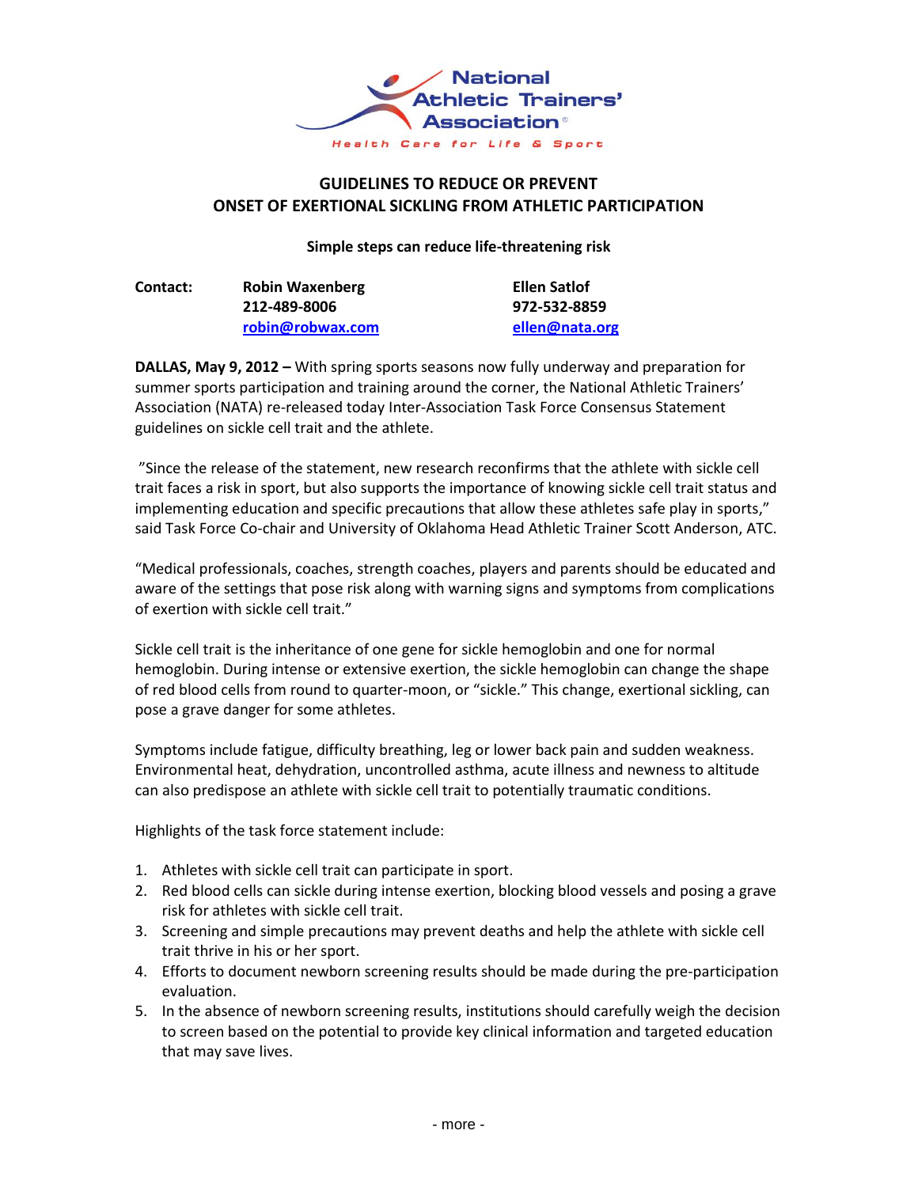National Athletic Trainers' Association

Health Care for Life & Sport

# GUIDELINES TO REDUCE OR PREVENT ONSET OF EXERTIONAL SICKLING FROM ATHLETIC PARTICIPATION

**Simple steps can reduce life-threatening risk**

| **Contact:** | **Robin Waxenberg** | **Ellen Satlof** |
|---|---|---|
| | **212-489-8006** | **972-532-8859** |
| | **robin@robwax.com** | **ellen@nata.org** |

**DALLAS, May 9, 2012 –** With spring sports seasons now fully underway and preparation for summer sports participation and training around the corner, the National Athletic Trainers' Association (NATA) re-released today Inter-Association Task Force Consensus Statement guidelines on sickle cell trait and the athlete.

"Since the release of the statement, new research reconfirms that the athlete with sickle cell trait faces a risk in sport, but also supports the importance of knowing sickle cell trait status and implementing education and specific precautions that allow these athletes safe play in sports," said Task Force Co-chair and University of Oklahoma Head Athletic Trainer Scott Anderson, ATC.

"Medical professionals, coaches, strength coaches, players and parents should be educated and aware of the settings that pose risk along with warning signs and symptoms from complications of exertion with sickle cell trait."

Sickle cell trait is the inheritance of one gene for sickle hemoglobin and one for normal hemoglobin. During intense or extensive exertion, the sickle hemoglobin can change the shape of red blood cells from round to quarter-moon, or "sickle." This change, exertional sickling, can pose a grave danger for some athletes.

Symptoms include fatigue, difficulty breathing, leg or lower back pain and sudden weakness. Environmental heat, dehydration, uncontrolled asthma, acute illness and newness to altitude can also predispose an athlete with sickle cell trait to potentially traumatic conditions.

Highlights of the task force statement include:

1. Athletes with sickle cell trait can participate in sport.
2. Red blood cells can sickle during intense exertion, blocking blood vessels and posing a grave risk for athletes with sickle cell trait.
3. Screening and simple precautions may prevent deaths and help the athlete with sickle cell trait thrive in his or her sport.
4. Efforts to document newborn screening results should be made during the pre-participation evaluation.
5. In the absence of newborn screening results, institutions should carefully weigh the decision to screen based on the potential to provide key clinical information and targeted education that may save lives.

- more -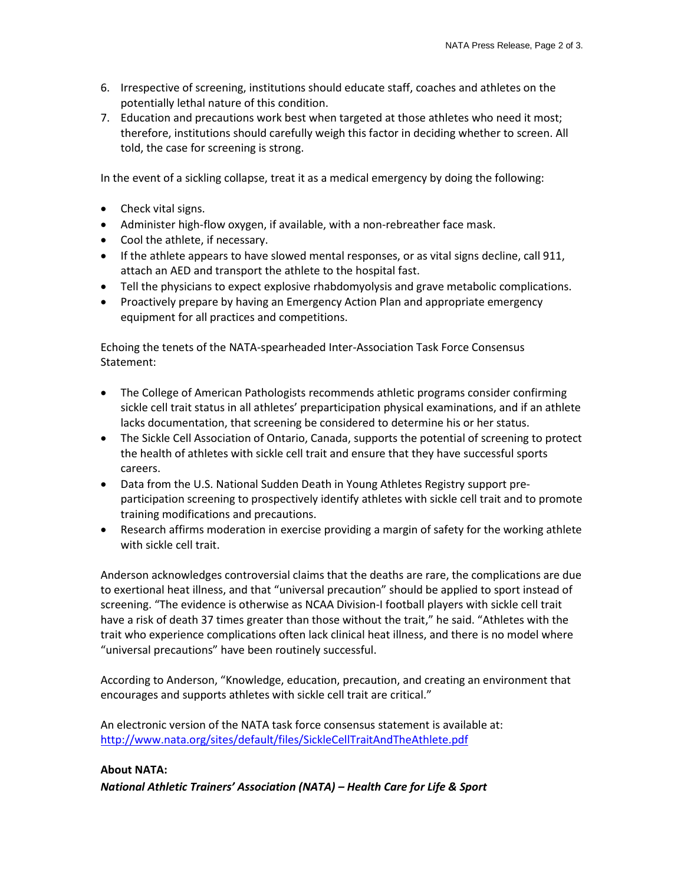6. Irrespective of screening, institutions should educate staff, coaches and athletes on the potentially lethal nature of this condition.
7. Education and precautions work best when targeted at those athletes who need it most; therefore, institutions should carefully weigh this factor in deciding whether to screen. All told, the case for screening is strong.

In the event of a sickling collapse, treat it as a medical emergency by doing the following:

- Check vital signs.
- Administer high-flow oxygen, if available, with a non-rebreather face mask.
- Cool the athlete, if necessary.
- If the athlete appears to have slowed mental responses, or as vital signs decline, call 911, attach an AED and transport the athlete to the hospital fast.
- Tell the physicians to expect explosive rhabdomyolysis and grave metabolic complications.
- Proactively prepare by having an Emergency Action Plan and appropriate emergency equipment for all practices and competitions.

Echoing the tenets of the NATA-spearheaded Inter-Association Task Force Consensus Statement:

- The College of American Pathologists recommends athletic programs consider confirming sickle cell trait status in all athletes' preparticipation physical examinations, and if an athlete lacks documentation, that screening be considered to determine his or her status.
- The Sickle Cell Association of Ontario, Canada, supports the potential of screening to protect the health of athletes with sickle cell trait and ensure that they have successful sports careers.
- Data from the U.S. National Sudden Death in Young Athletes Registry support pre-participation screening to prospectively identify athletes with sickle cell trait and to promote training modifications and precautions.
- Research affirms moderation in exercise providing a margin of safety for the working athlete with sickle cell trait.

Anderson acknowledges controversial claims that the deaths are rare, the complications are due to exertional heat illness, and that "universal precaution" should be applied to sport instead of screening. "The evidence is otherwise as NCAA Division-I football players with sickle cell trait have a risk of death 37 times greater than those without the trait," he said. "Athletes with the trait who experience complications often lack clinical heat illness, and there is no model where "universal precautions" have been routinely successful.

According to Anderson, "Knowledge, education, precaution, and creating an environment that encourages and supports athletes with sickle cell trait are critical."

An electronic version of the NATA task force consensus statement is available at: [http://www.nata.org/sites/default/files/SickleCellTraitAndTheAthlete.pdf](http://www.nata.org/sites/default/files/SickleCellTraitAndTheAthlete.pdf)

**About NATA:**

***National Athletic Trainers' Association (NATA) – Health Care for Life & Sport***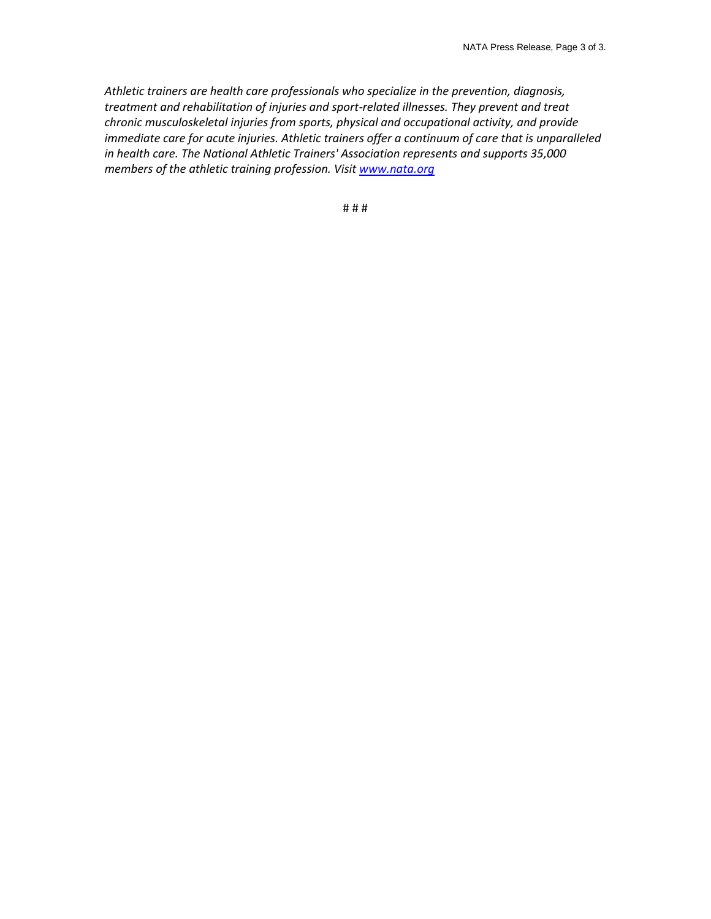*Athletic trainers are health care professionals who specialize in the prevention, diagnosis, treatment and rehabilitation of injuries and sport-related illnesses. They prevent and treat chronic musculoskeletal injuries from sports, physical and occupational activity, and provide immediate care for acute injuries. Athletic trainers offer a continuum of care that is unparalleled in health care. The National Athletic Trainers' Association represents and supports 35,000 members of the athletic training profession. Visit [www.nata.org](http://www.nata.org)*

# # #